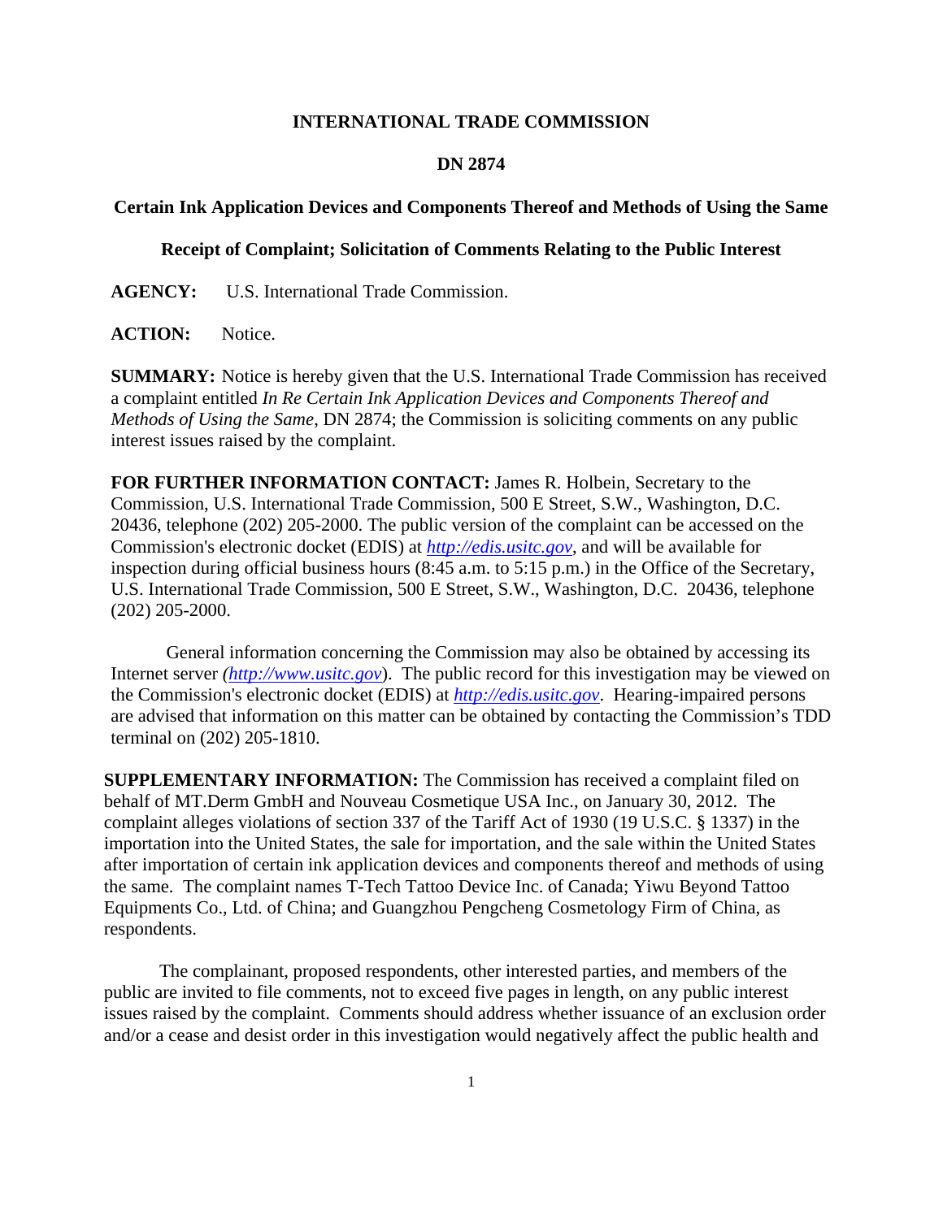**INTERNATIONAL TRADE COMMISSION**

**DN 2874**

**Certain Ink Application Devices and Components Thereof and Methods of Using the Same**

**Receipt of Complaint; Solicitation of Comments Relating to the Public Interest**

**AGENCY:** U.S. International Trade Commission.

**ACTION:** Notice.

**SUMMARY:** Notice is hereby given that the U.S. International Trade Commission has received a complaint entitled *In Re Certain Ink Application Devices and Components Thereof and Methods of Using the Same*, DN 2874; the Commission is soliciting comments on any public interest issues raised by the complaint.

**FOR FURTHER INFORMATION CONTACT:** James R. Holbein, Secretary to the Commission, U.S. International Trade Commission, 500 E Street, S.W., Washington, D.C. 20436, telephone (202) 205-2000. The public version of the complaint can be accessed on the Commission's electronic docket (EDIS) at *http://edis.usitc.gov*, and will be available for inspection during official business hours (8:45 a.m. to 5:15 p.m.) in the Office of the Secretary, U.S. International Trade Commission, 500 E Street, S.W., Washington, D.C. 20436, telephone (202) 205-2000.

General information concerning the Commission may also be obtained by accessing its Internet server (*http://www.usitc.gov*). The public record for this investigation may be viewed on the Commission's electronic docket (EDIS) at *http://edis.usitc.gov*. Hearing-impaired persons are advised that information on this matter can be obtained by contacting the Commission's TDD terminal on (202) 205-1810.

**SUPPLEMENTARY INFORMATION:** The Commission has received a complaint filed on behalf of MT.Derm GmbH and Nouveau Cosmetique USA Inc., on January 30, 2012. The complaint alleges violations of section 337 of the Tariff Act of 1930 (19 U.S.C. § 1337) in the importation into the United States, the sale for importation, and the sale within the United States after importation of certain ink application devices and components thereof and methods of using the same. The complaint names T-Tech Tattoo Device Inc. of Canada; Yiwu Beyond Tattoo Equipments Co., Ltd. of China; and Guangzhou Pengcheng Cosmetology Firm of China, as respondents.

The complainant, proposed respondents, other interested parties, and members of the public are invited to file comments, not to exceed five pages in length, on any public interest issues raised by the complaint. Comments should address whether issuance of an exclusion order and/or a cease and desist order in this investigation would negatively affect the public health and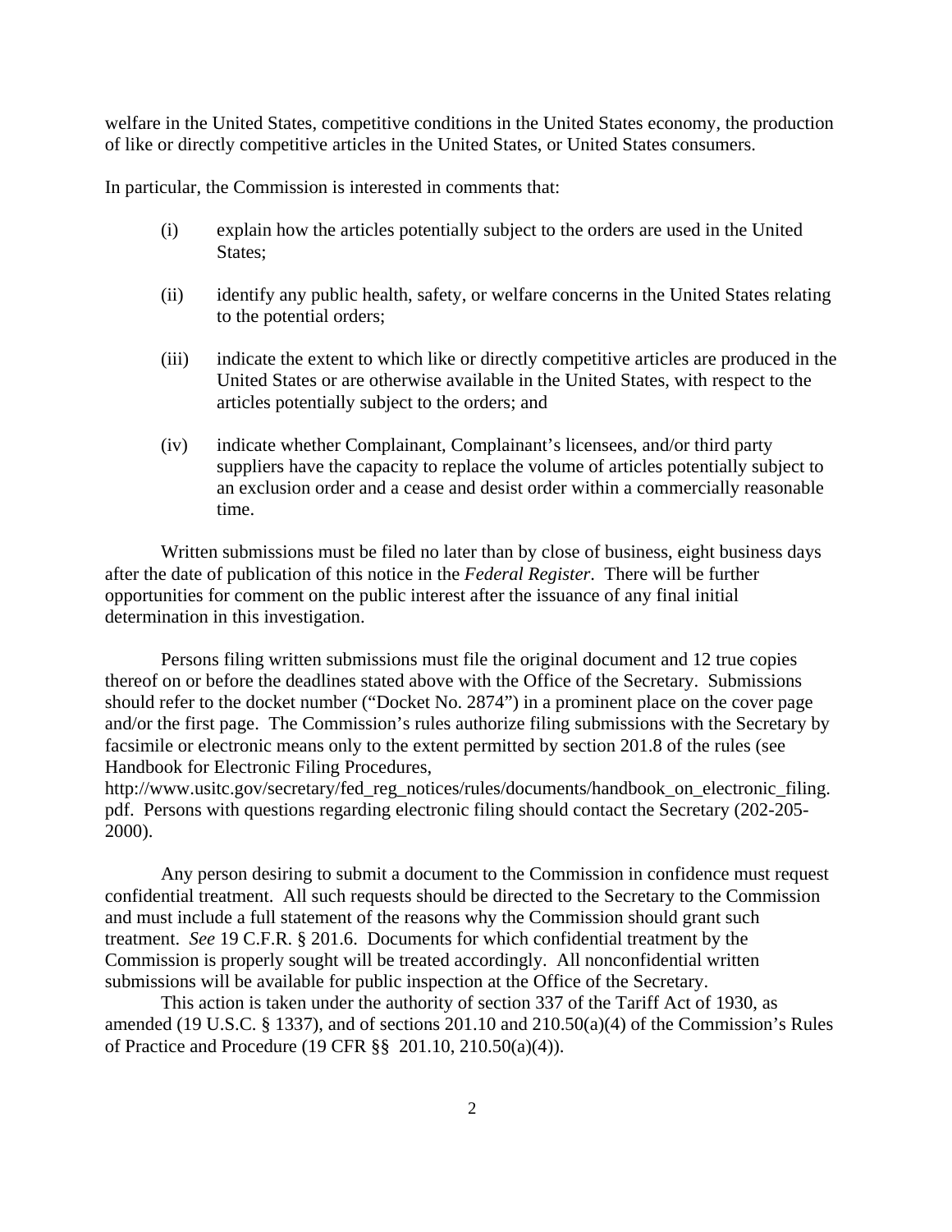welfare in the United States, competitive conditions in the United States economy, the production of like or directly competitive articles in the United States, or United States consumers.

In particular, the Commission is interested in comments that:

(i) explain how the articles potentially subject to the orders are used in the United States;

(ii) identify any public health, safety, or welfare concerns in the United States relating to the potential orders;

(iii) indicate the extent to which like or directly competitive articles are produced in the United States or are otherwise available in the United States, with respect to the articles potentially subject to the orders; and

(iv) indicate whether Complainant, Complainant's licensees, and/or third party suppliers have the capacity to replace the volume of articles potentially subject to an exclusion order and a cease and desist order within a commercially reasonable time.

Written submissions must be filed no later than by close of business, eight business days after the date of publication of this notice in the *Federal Register*. There will be further opportunities for comment on the public interest after the issuance of any final initial determination in this investigation.

Persons filing written submissions must file the original document and 12 true copies thereof on or before the deadlines stated above with the Office of the Secretary. Submissions should refer to the docket number ("Docket No. 2874") in a prominent place on the cover page and/or the first page. The Commission's rules authorize filing submissions with the Secretary by facsimile or electronic means only to the extent permitted by section 201.8 of the rules (see Handbook for Electronic Filing Procedures, http://www.usitc.gov/secretary/fed_reg_notices/rules/documents/handbook_on_electronic_filing.pdf. Persons with questions regarding electronic filing should contact the Secretary (202-205-2000).

Any person desiring to submit a document to the Commission in confidence must request confidential treatment. All such requests should be directed to the Secretary to the Commission and must include a full statement of the reasons why the Commission should grant such treatment. *See* 19 C.F.R. § 201.6. Documents for which confidential treatment by the Commission is properly sought will be treated accordingly. All nonconfidential written submissions will be available for public inspection at the Office of the Secretary.

This action is taken under the authority of section 337 of the Tariff Act of 1930, as amended (19 U.S.C. § 1337), and of sections 201.10 and 210.50(a)(4) of the Commission's Rules of Practice and Procedure (19 CFR §§ 201.10, 210.50(a)(4)).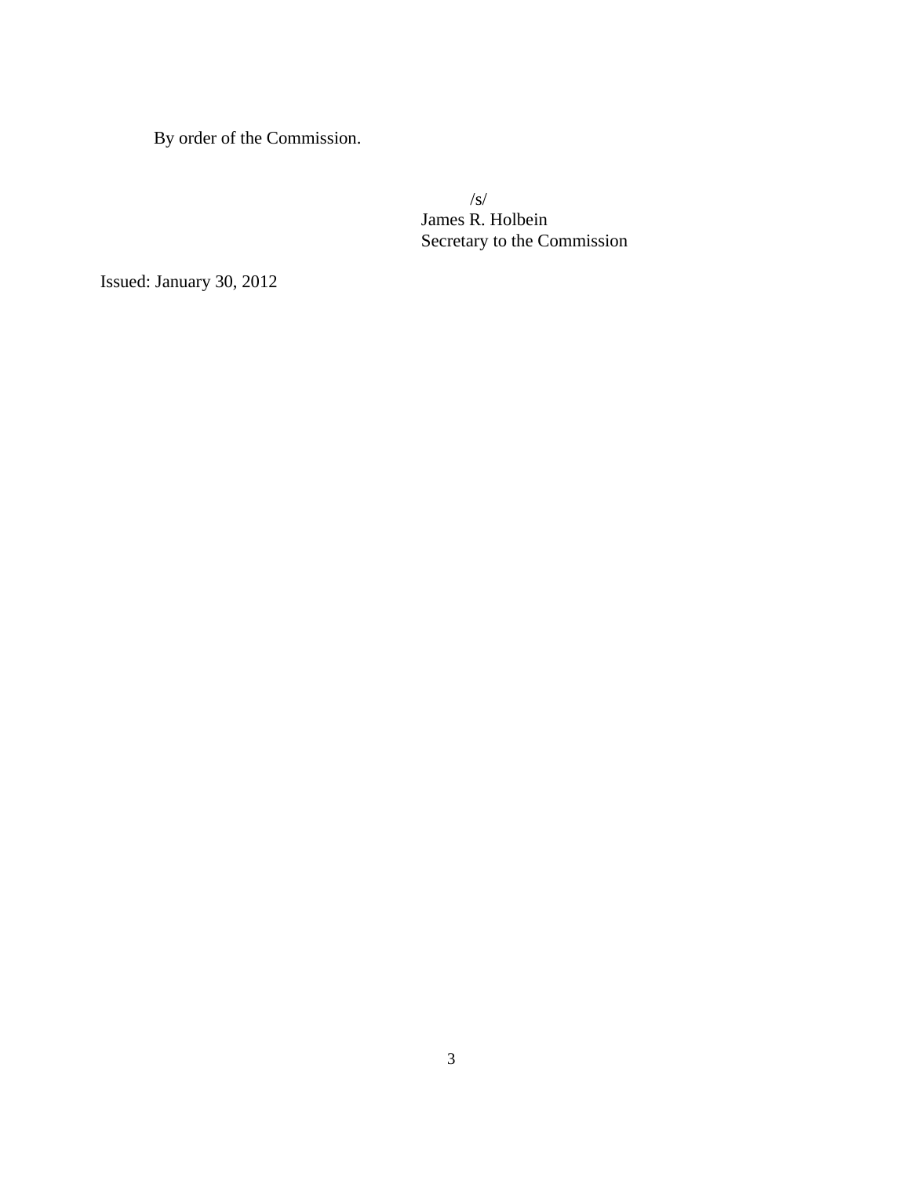By order of the Commission.

/s/
James R. Holbein
Secretary to the Commission

Issued: January 30, 2012